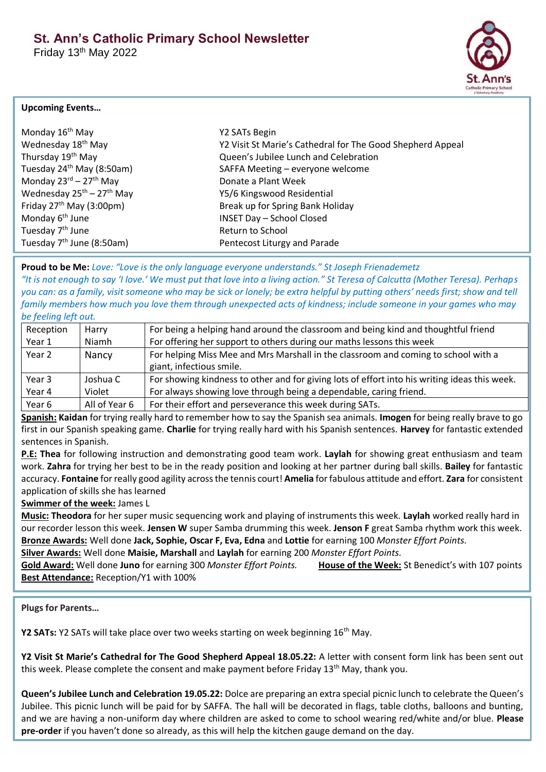# St. Ann's Catholic Primary School Newsletter

Friday 13th May 2022

**Upcoming Events…**

| | |
|---|---|
| Monday 16th May | Y2 SATs Begin |
| Wednesday 18th May | Y2 Visit St Marie's Cathedral for The Good Shepherd Appeal |
| Thursday 19th May | Queen's Jubilee Lunch and Celebration |
| Tuesday 24th May (8:50am) | SAFFA Meeting – everyone welcome |
| Monday 23rd – 27th May | Donate a Plant Week |
| Wednesday 25th – 27th May | Y5/6 Kingswood Residential |
| Friday 27th May (3:00pm) | Break up for Spring Bank Holiday |
| Monday 6th June | INSET Day – School Closed |
| Tuesday 7th June | Return to School |
| Tuesday 7th June (8:50am) | Pentecost Liturgy and Parade |

**Proud to be Me:** *Love: "Love is the only language everyone understands." St Joseph Frienademetz*
*"It is not enough to say 'I love.' We must put that love into a living action." St Teresa of Calcutta (Mother Teresa). Perhaps you can: as a family, visit someone who may be sick or lonely; be extra helpful by putting others' needs first; show and tell family members how much you love them through unexpected acts of kindness; include someone in your games who may be feeling left out.*

| | | |
|---|---|---|
| Reception | Harry | For being a helping hand around the classroom and being kind and thoughtful friend |
| Year 1 | Niamh | For offering her support to others during our maths lessons this week |
| Year 2 | Nancy | For helping Miss Mee and Mrs Marshall in the classroom and coming to school with a giant, infectious smile. |
| Year 3 | Joshua C | For showing kindness to other and for giving lots of effort into his writing ideas this week. |
| Year 4 | Violet | For always showing love through being a dependable, caring friend. |
| Year 6 | All of Year 6 | For their effort and perseverance this week during SATs. |

**Spanish:** **Kaidan** for trying really hard to remember how to say the Spanish sea animals. **Imogen** for being really brave to go first in our Spanish speaking game. **Charlie** for trying really hard with his Spanish sentences. **Harvey** for fantastic extended sentences in Spanish.

**P.E:** **Thea** for following instruction and demonstrating good team work. **Laylah** for showing great enthusiasm and team work. **Zahra** for trying her best to be in the ready position and looking at her partner during ball skills. **Bailey** for fantastic accuracy. **Fontaine** for really good agility across the tennis court! **Amelia** for fabulous attitude and effort. **Zara** for consistent application of skills she has learned

**Swimmer of the week:** James L

**Music:** **Theodora** for her super music sequencing work and playing of instruments this week. **Laylah** worked really hard in our recorder lesson this week. **Jensen W** super Samba drumming this week. **Jenson F** great Samba rhythm work this week.

**Bronze Awards:** Well done **Jack, Sophie, Oscar F, Eva, Edna** and **Lottie** for earning 100 *Monster Effort Points.*

**Silver Awards:** Well done **Maisie, Marshall** and **Laylah** for earning 200 *Monster Effort Points.*

**Gold Award:** Well done **Juno** for earning 300 *Monster Effort Points.*

**House of the Week:** St Benedict's with 107 points

**Best Attendance:** Reception/Y1 with 100%

**Plugs for Parents…**

**Y2 SATs:** Y2 SATs will take place over two weeks starting on week beginning 16th May.

**Y2 Visit St Marie's Cathedral for The Good Shepherd Appeal 18.05.22:** A letter with consent form link has been sent out this week. Please complete the consent and make payment before Friday 13th May, thank you.

**Queen's Jubilee Lunch and Celebration 19.05.22:** Dolce are preparing an extra special picnic lunch to celebrate the Queen's Jubilee. This picnic lunch will be paid for by SAFFA. The hall will be decorated in flags, table cloths, balloons and bunting, and we are having a non-uniform day where children are asked to come to school wearing red/white and/or blue. **Please pre-order** if you haven't done so already, as this will help the kitchen gauge demand on the day.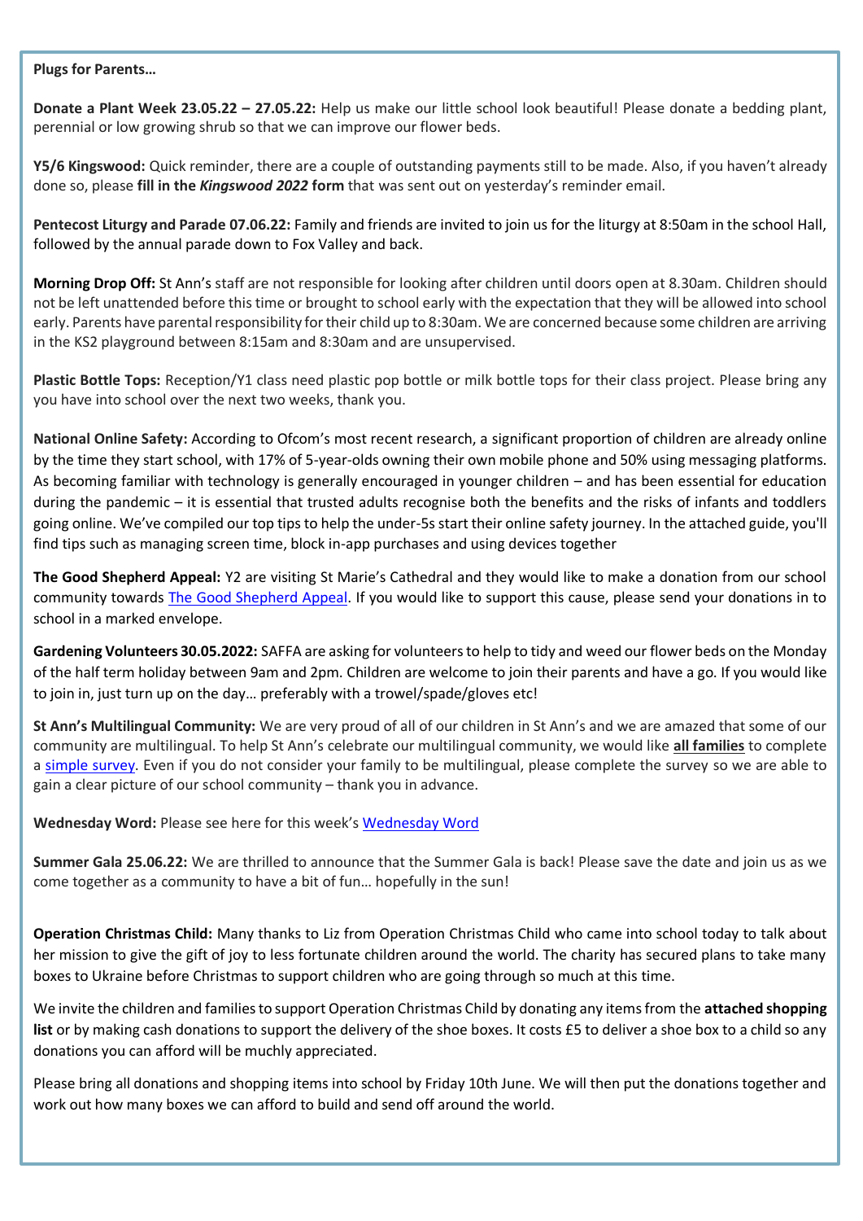**Plugs for Parents…**

**Donate a Plant Week 23.05.22 – 27.05.22:** Help us make our little school look beautiful! Please donate a bedding plant, perennial or low growing shrub so that we can improve our flower beds.

**Y5/6 Kingswood:** Quick reminder, there are a couple of outstanding payments still to be made. Also, if you haven't already done so, please **fill in the *Kingswood 2022* form** that was sent out on yesterday's reminder email.

**Pentecost Liturgy and Parade 07.06.22:** Family and friends are invited to join us for the liturgy at 8:50am in the school Hall, followed by the annual parade down to Fox Valley and back.

**Morning Drop Off:** St Ann's staff are not responsible for looking after children until doors open at 8.30am. Children should not be left unattended before this time or brought to school early with the expectation that they will be allowed into school early. Parents have parental responsibility for their child up to 8:30am. We are concerned because some children are arriving in the KS2 playground between 8:15am and 8:30am and are unsupervised.

**Plastic Bottle Tops:** Reception/Y1 class need plastic pop bottle or milk bottle tops for their class project. Please bring any you have into school over the next two weeks, thank you.

**National Online Safety:** According to Ofcom's most recent research, a significant proportion of children are already online by the time they start school, with 17% of 5-year-olds owning their own mobile phone and 50% using messaging platforms. As becoming familiar with technology is generally encouraged in younger children – and has been essential for education during the pandemic – it is essential that trusted adults recognise both the benefits and the risks of infants and toddlers going online. We've compiled our top tips to help the under-5s start their online safety journey. In the attached guide, you'll find tips such as managing screen time, block in-app purchases and using devices together

**The Good Shepherd Appeal:** Y2 are visiting St Marie's Cathedral and they would like to make a donation from our school community towards The Good Shepherd Appeal. If you would like to support this cause, please send your donations in to school in a marked envelope.

**Gardening Volunteers 30.05.2022:** SAFFA are asking for volunteers to help to tidy and weed our flower beds on the Monday of the half term holiday between 9am and 2pm. Children are welcome to join their parents and have a go. If you would like to join in, just turn up on the day… preferably with a trowel/spade/gloves etc!

**St Ann's Multilingual Community:** We are very proud of all of our children in St Ann's and we are amazed that some of our community are multilingual. To help St Ann's celebrate our multilingual community, we would like **all families** to complete a simple survey. Even if you do not consider your family to be multilingual, please complete the survey so we are able to gain a clear picture of our school community – thank you in advance.

**Wednesday Word:** Please see here for this week's Wednesday Word

**Summer Gala 25.06.22:** We are thrilled to announce that the Summer Gala is back! Please save the date and join us as we come together as a community to have a bit of fun… hopefully in the sun!

**Operation Christmas Child:** Many thanks to Liz from Operation Christmas Child who came into school today to talk about her mission to give the gift of joy to less fortunate children around the world. The charity has secured plans to take many boxes to Ukraine before Christmas to support children who are going through so much at this time.

We invite the children and families to support Operation Christmas Child by donating any items from the **attached shopping list** or by making cash donations to support the delivery of the shoe boxes. It costs £5 to deliver a shoe box to a child so any donations you can afford will be muchly appreciated.

Please bring all donations and shopping items into school by Friday 10th June. We will then put the donations together and work out how many boxes we can afford to build and send off around the world.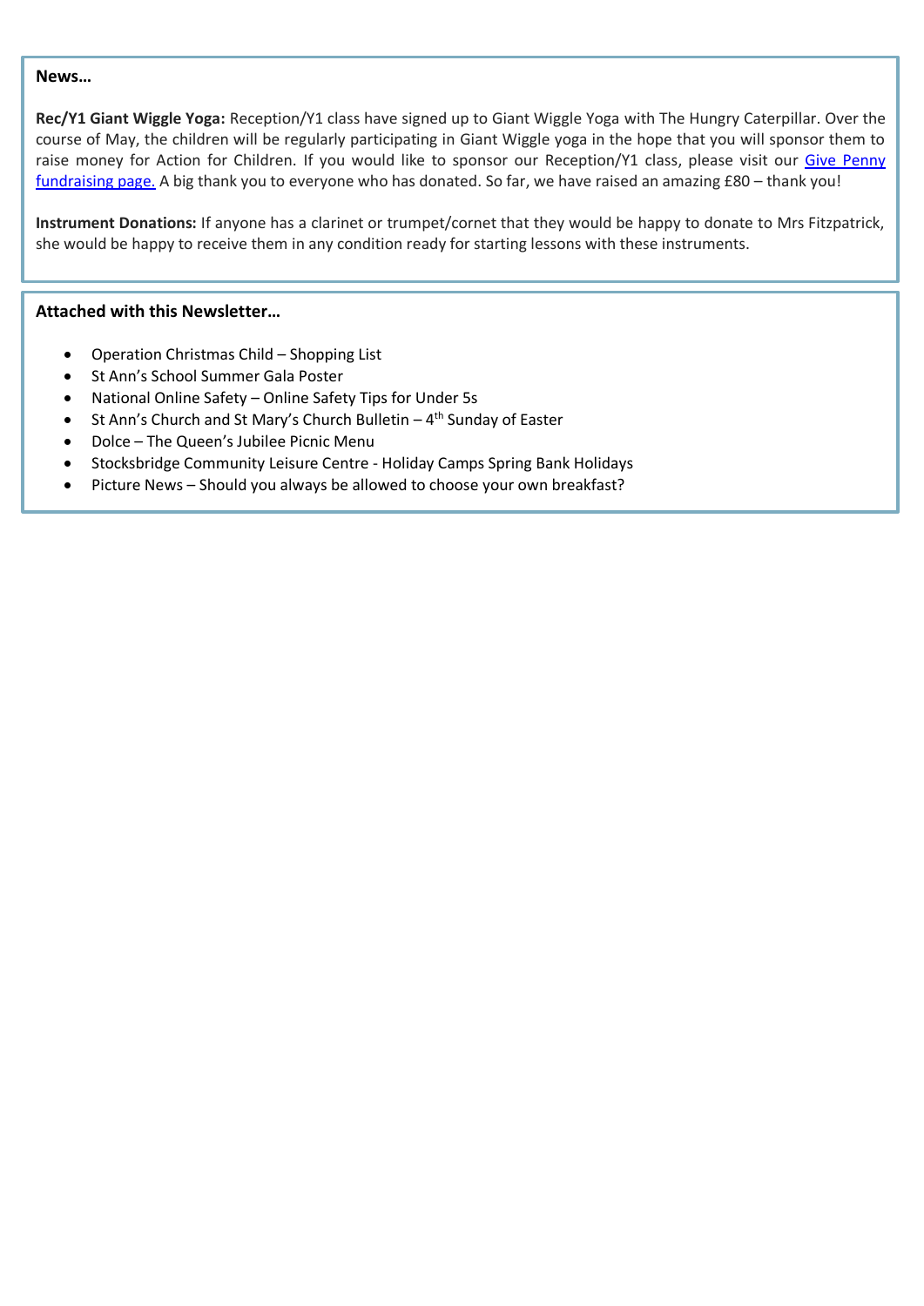**News…**

**Rec/Y1 Giant Wiggle Yoga:** Reception/Y1 class have signed up to Giant Wiggle Yoga with The Hungry Caterpillar. Over the course of May, the children will be regularly participating in Giant Wiggle yoga in the hope that you will sponsor them to raise money for Action for Children. If you would like to sponsor our Reception/Y1 class, please visit our Give Penny fundraising page. A big thank you to everyone who has donated. So far, we have raised an amazing £80 – thank you!

**Instrument Donations:** If anyone has a clarinet or trumpet/cornet that they would be happy to donate to Mrs Fitzpatrick, she would be happy to receive them in any condition ready for starting lessons with these instruments.

**Attached with this Newsletter…**

- Operation Christmas Child – Shopping List
- St Ann's School Summer Gala Poster
- National Online Safety – Online Safety Tips for Under 5s
- St Ann's Church and St Mary's Church Bulletin – 4th Sunday of Easter
- Dolce – The Queen's Jubilee Picnic Menu
- Stocksbridge Community Leisure Centre - Holiday Camps Spring Bank Holidays
- Picture News – Should you always be allowed to choose your own breakfast?